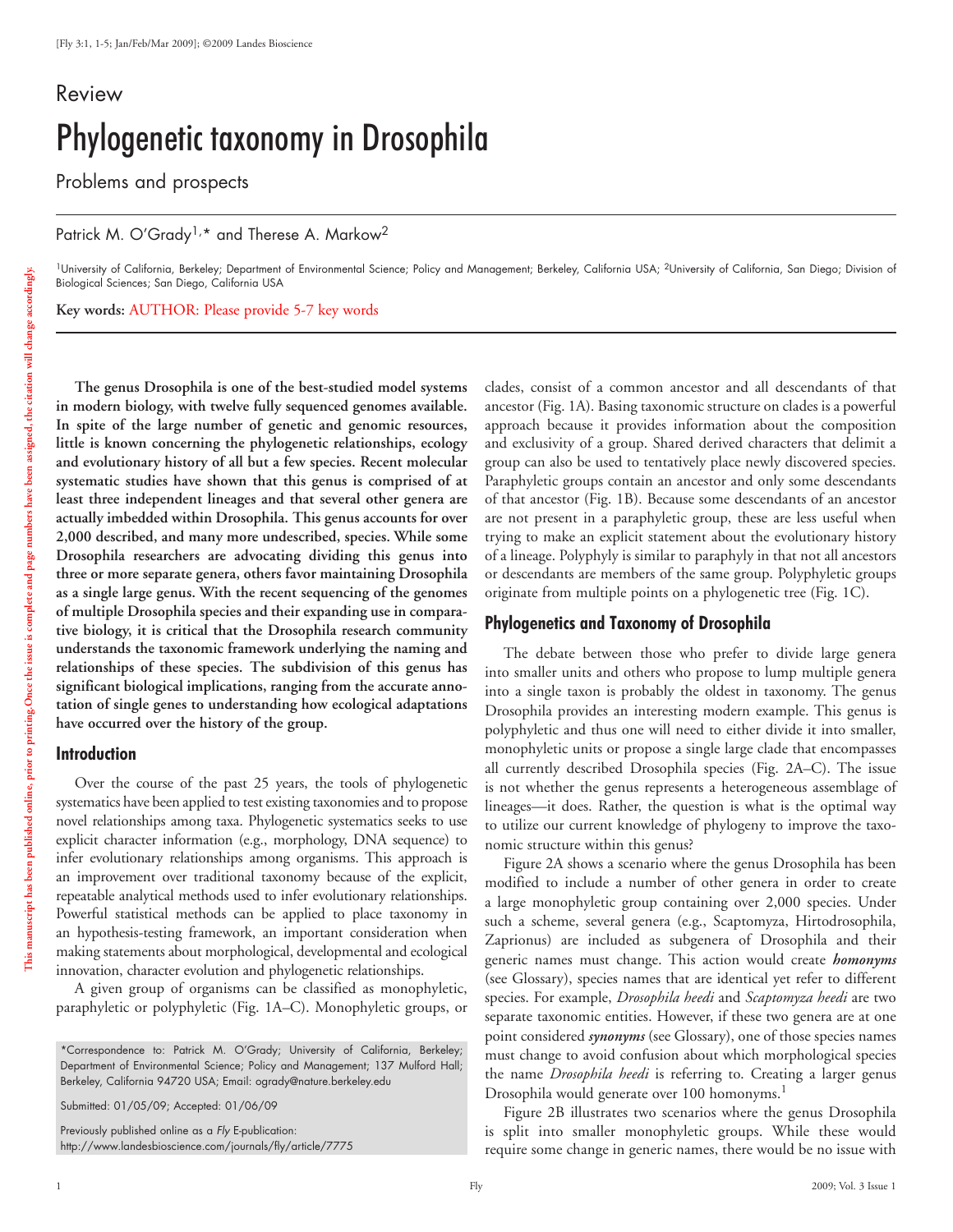Review

# Phylogenetic taxonomy in Drosophila

## Problems and prospects

Patrick M. O'Grady[1,*] and Therese A. Markow[2]

[1]University of California, Berkeley; Department of Environmental Science; Policy and Management; Berkeley, California USA; [2]University of California, San Diego; Division of Biological Sciences; San Diego, California USA

**Key words:** AUTHOR: Please provide 5-7 key words

This manuscript has been published online, prior to printing. Once the issue is complete and page numbers have been assigned, the citation will change accordingly.

**The genus Drosophila is one of the best-studied model systems in modern biology, with twelve fully sequenced genomes available. In spite of the large number of genetic and genomic resources, little is known concerning the phylogenetic relationships, ecology and evolutionary history of all but a few species. Recent molecular systematic studies have shown that this genus is comprised of at least three independent lineages and that several other genera are actually imbedded within Drosophila. This genus accounts for over 2,000 described, and many more undescribed, species. While some Drosophila researchers are advocating dividing this genus into three or more separate genera, others favor maintaining Drosophila as a single large genus. With the recent sequencing of the genomes of multiple Drosophila species and their expanding use in comparative biology, it is critical that the Drosophila research community understands the taxonomic framework underlying the naming and relationships of these species. The subdivision of this genus has significant biological implications, ranging from the accurate annotation of single genes to understanding how ecological adaptations have occurred over the history of the group.**

## Introduction

Over the course of the past 25 years, the tools of phylogenetic systematics have been applied to test existing taxonomies and to propose novel relationships among taxa. Phylogenetic systematics seeks to use explicit character information (e.g., morphology, DNA sequence) to infer evolutionary relationships among organisms. This approach is an improvement over traditional taxonomy because of the explicit, repeatable analytical methods used to infer evolutionary relationships. Powerful statistical methods can be applied to place taxonomy in an hypothesis-testing framework, an important consideration when making statements about morphological, developmental and ecological innovation, character evolution and phylogenetic relationships.

A given group of organisms can be classified as monophyletic, paraphyletic or polyphyletic (Fig. 1A–C). Monophyletic groups, or clades, consist of a common ancestor and all descendants of that ancestor (Fig. 1A). Basing taxonomic structure on clades is a powerful approach because it provides information about the composition and exclusivity of a group. Shared derived characters that delimit a group can also be used to tentatively place newly discovered species. Paraphyletic groups contain an ancestor and only some descendants of that ancestor (Fig. 1B). Because some descendants of an ancestor are not present in a paraphyletic group, these are less useful when trying to make an explicit statement about the evolutionary history of a lineage. Polyphyly is similar to paraphyly in that not all ancestors or descendants are members of the same group. Polyphyletic groups originate from multiple points on a phylogenetic tree (Fig. 1C).

## Phylogenetics and Taxonomy of Drosophila

The debate between those who prefer to divide large genera into smaller units and others who propose to lump multiple genera into a single taxon is probably the oldest in taxonomy. The genus Drosophila provides an interesting modern example. This genus is polyphyletic and thus one will need to either divide it into smaller, monophyletic units or propose a single large clade that encompasses all currently described Drosophila species (Fig. 2A–C). The issue is not whether the genus represents a heterogeneous assemblage of lineages—it does. Rather, the question is what is the optimal way to utilize our current knowledge of phylogeny to improve the taxonomic structure within this genus?

Figure 2A shows a scenario where the genus Drosophila has been modified to include a number of other genera in order to create a large monophyletic group containing over 2,000 species. Under such a scheme, several genera (e.g., Scaptomyza, Hirtodrosophila, Zaprionus) are included as subgenera of Drosophila and their generic names must change. This action would create ***homonyms*** (see Glossary), species names that are identical yet refer to different species. For example, *Drosophila heedi* and *Scaptomyza heedi* are two separate taxonomic entities. However, if these two genera are at one point considered ***synonyms*** (see Glossary), one of those species names must change to avoid confusion about which morphological species the name *Drosophila heedi* is referring to. Creating a larger genus Drosophila would generate over 100 homonyms.[1]

Figure 2B illustrates two scenarios where the genus Drosophila is split into smaller monophyletic groups. While these would require some change in generic names, there would be no issue with

*Correspondence to: Patrick M. O'Grady; University of California, Berkeley; Department of Environmental Science; Policy and Management; 137 Mulford Hall; Berkeley, California 94720 USA; Email: ogrady@nature.berkeley.edu

Submitted: 01/05/09; Accepted: 01/06/09

Previously published online as a *Fly* E-publication:
http://www.landesbioscience.com/journals/fly/article/7775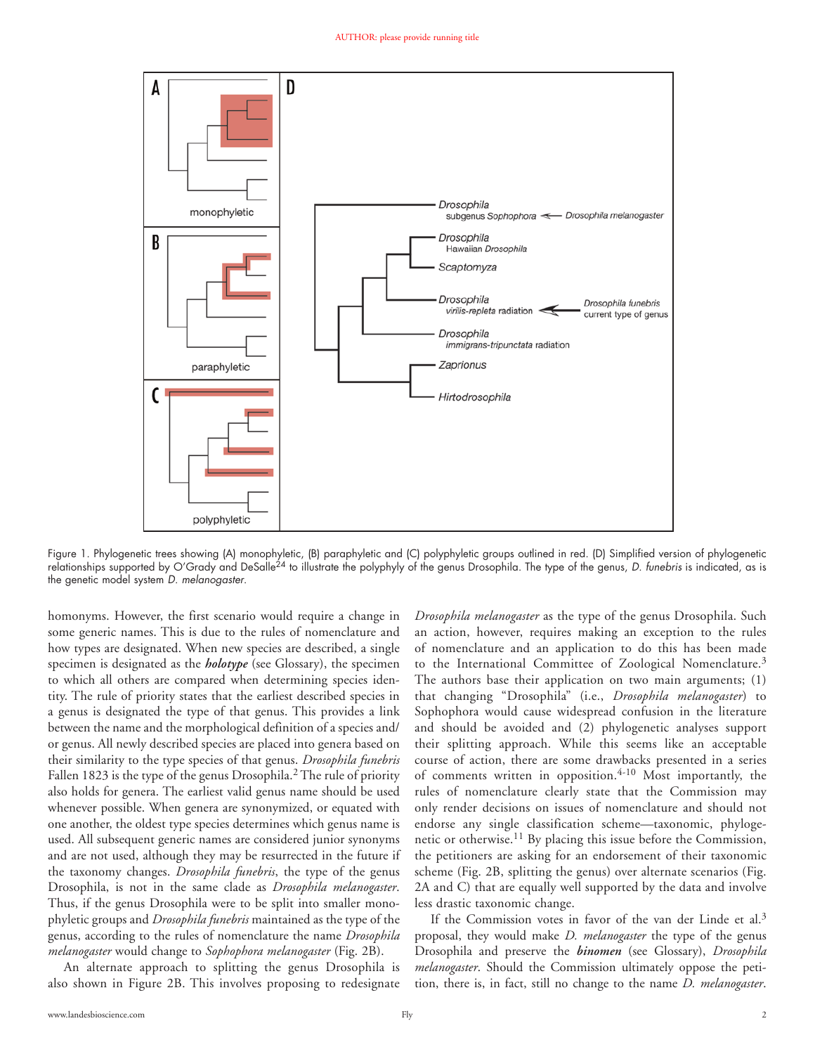Figure 1. Phylogenetic trees showing (A) monophyletic, (B) paraphyletic and (C) polyphyletic groups outlined in red. (D) Simplified version of phylogenetic relationships supported by O'Grady and DeSalle[24] to illustrate the polyphyly of the genus Drosophila. The type of the genus, *D. funebris* is indicated, as is the genetic model system *D. melanogaster*.

homonyms. However, the first scenario would require a change in some generic names. This is due to the rules of nomenclature and how types are designated. When new species are described, a single specimen is designated as the ***holotype*** (see Glossary), the specimen to which all others are compared when determining species identity. The rule of priority states that the earliest described species in a genus is designated the type of that genus. This provides a link between the name and the morphological definition of a species and/or genus. All newly described species are placed into genera based on their similarity to the type species of that genus. *Drosophila funebris* Fallen 1823 is the type of the genus Drosophila.[2] The rule of priority also holds for genera. The earliest valid genus name should be used whenever possible. When genera are synonymized, or equated with one another, the oldest type species determines which genus name is used. All subsequent generic names are considered junior synonyms and are not used, although they may be resurrected in the future if the taxonomy changes. *Drosophila funebris*, the type of the genus Drosophila, is not in the same clade as *Drosophila melanogaster*. Thus, if the genus Drosophila were to be split into smaller monophyletic groups and *Drosophila funebris* maintained as the type of the genus, according to the rules of nomenclature the name *Drosophila melanogaster* would change to *Sophophora melanogaster* (Fig. 2B).

An alternate approach to splitting the genus Drosophila is also shown in Figure 2B. This involves proposing to redesignate *Drosophila melanogaster* as the type of the genus Drosophila. Such an action, however, requires making an exception to the rules of nomenclature and an application to do this has been made to the International Committee of Zoological Nomenclature.[3] The authors base their application on two main arguments; (1) that changing "Drosophila" (i.e., *Drosophila melanogaster*) to Sophophora would cause widespread confusion in the literature and should be avoided and (2) phylogenetic analyses support their splitting approach. While this seems like an acceptable course of action, there are some drawbacks presented in a series of comments written in opposition.[4-10] Most importantly, the rules of nomenclature clearly state that the Commission may only render decisions on issues of nomenclature and should not endorse any single classification scheme—taxonomic, phylogenetic or otherwise.[11] By placing this issue before the Commission, the petitioners are asking for an endorsement of their taxonomic scheme (Fig. 2B, splitting the genus) over alternate scenarios (Fig. 2A and C) that are equally well supported by the data and involve less drastic taxonomic change.

If the Commission votes in favor of the van der Linde et al.[3] proposal, they would make *D. melanogaster* the type of the genus Drosophila and preserve the ***binomen*** (see Glossary), *Drosophila melanogaster*. Should the Commission ultimately oppose the petition, there is, in fact, still no change to the name *D. melanogaster*.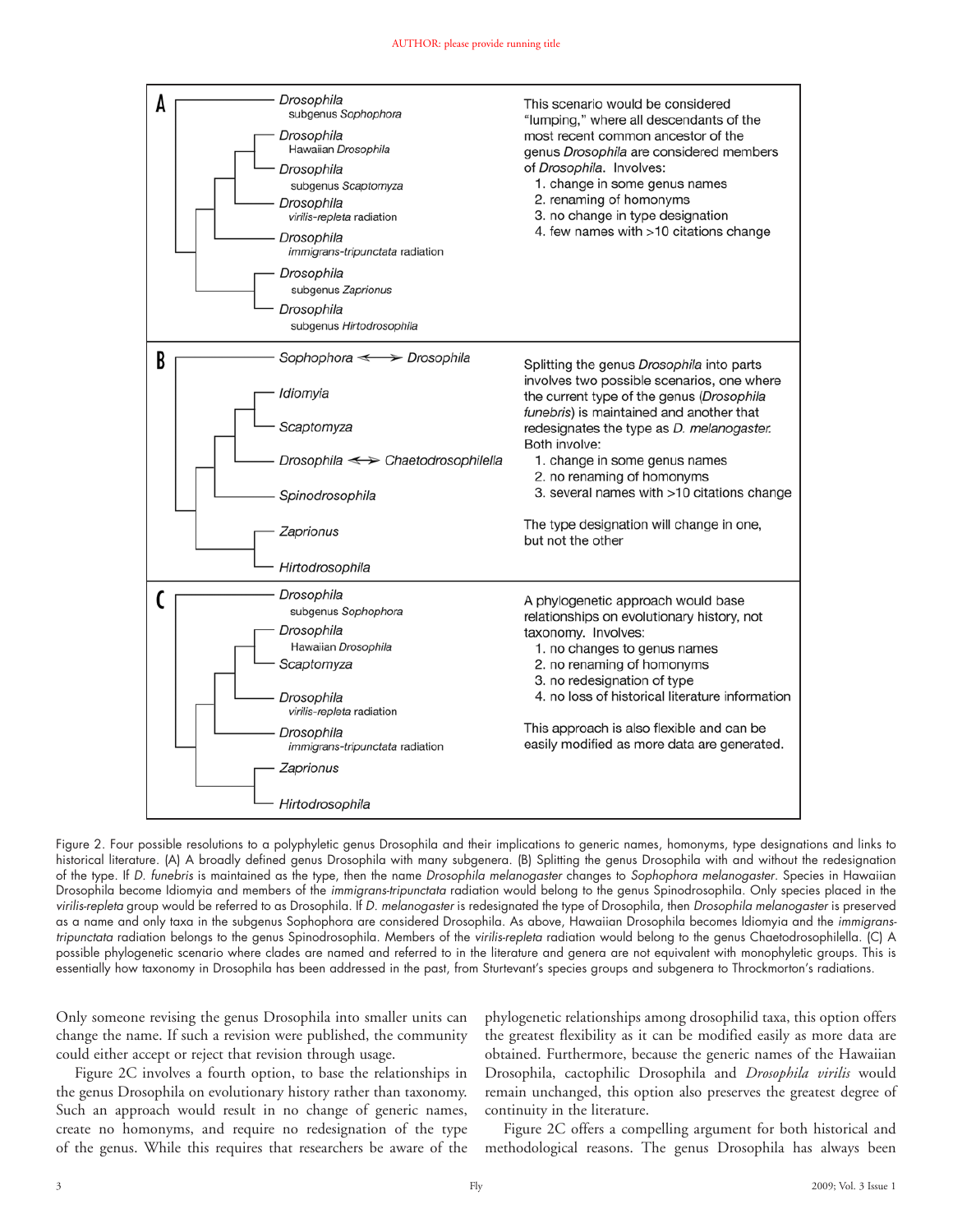A

Drosophila
subgenus Sophophora

Drosophila
Hawaiian Drosophila

Drosophila
subgenus Scaptomyza

Drosophila
virilis-repleta radiation

Drosophila
immigrans-tripunctata radiation

Drosophila
subgenus Zaprionus

Drosophila
subgenus Hirtodrosophila

This scenario would be considered "lumping," where all descendants of the most recent common ancestor of the genus Drosophila are considered members of Drosophila. Involves:
1. change in some genus names
2. renaming of homonyms
3. no change in type designation
4. few names with >10 citations change

B

Sophophora ⟷ Drosophila

Idiomyia

Scaptomyza

Drosophila ⟷ Chaetodrosophilella

Spinodrosophila

Zaprionus

Hirtodrosophila

Splitting the genus Drosophila into parts involves two possible scenarios, one where the current type of the genus (Drosophila funebris) is maintained and another that redesignates the type as D. melanogaster. Both involve:
1. change in some genus names
2. no renaming of homonyms
3. several names with >10 citations change

The type designation will change in one, but not the other

C

Drosophila
subgenus Sophophora

Drosophila
Hawaiian Drosophila

Scaptomyza

Drosophila
virilis-repleta radiation

Drosophila
immigrans-tripunctata radiation

Zaprionus

Hirtodrosophila

A phylogenetic approach would base relationships on evolutionary history, not taxonomy. Involves:
1. no changes to genus names
2. no renaming of homonyms
3. no redesignation of type
4. no loss of historical literature information

This approach is also flexible and can be easily modified as more data are generated.

Figure 2. Four possible resolutions to a polyphyletic genus Drosophila and their implications to generic names, homonyms, type designations and links to historical literature. (A) A broadly defined genus Drosophila with many subgenera. (B) Splitting the genus Drosophila with and without the redesignation of the type. If *D. funebris* is maintained as the type, then the name *Drosophila melanogaster* changes to *Sophophora melanogaster*. Species in Hawaiian Drosophila become Idiomyia and members of the *immigrans-tripunctata* radiation would belong to the genus Spinodrosophila. Only species placed in the *virilis-repleta* group would be referred to as Drosophila. If *D. melanogaster* is redesignated the type of Drosophila, then *Drosophila melanogaster* is preserved as a name and only taxa in the subgenus Sophophora are considered Drosophila. As above, Hawaiian Drosophila becomes Idiomyia and the *immigrans-tripunctata* radiation belongs to the genus Spinodrosophila. Members of the *virilis-repleta* radiation would belong to the genus Chaetodrosophilella. (C) A possible phylogenetic scenario where clades are named and referred to in the literature and genera are not equivalent with monophyletic groups. This is essentially how taxonomy in Drosophila has been addressed in the past, from Sturtevant's species groups and subgenera to Throckmorton's radiations.

Only someone revising the genus Drosophila into smaller units can change the name. If such a revision were published, the community could either accept or reject that revision through usage.

Figure 2C involves a fourth option, to base the relationships in the genus Drosophila on evolutionary history rather than taxonomy. Such an approach would result in no change of generic names, create no homonyms, and require no redesignation of the type of the genus. While this requires that researchers be aware of the phylogenetic relationships among drosophilid taxa, this option offers the greatest flexibility as it can be modified easily as more data are obtained. Furthermore, because the generic names of the Hawaiian Drosophila, cactophilic Drosophila and *Drosophila virilis* would remain unchanged, this option also preserves the greatest degree of continuity in the literature.

Figure 2C offers a compelling argument for both historical and methodological reasons. The genus Drosophila has always been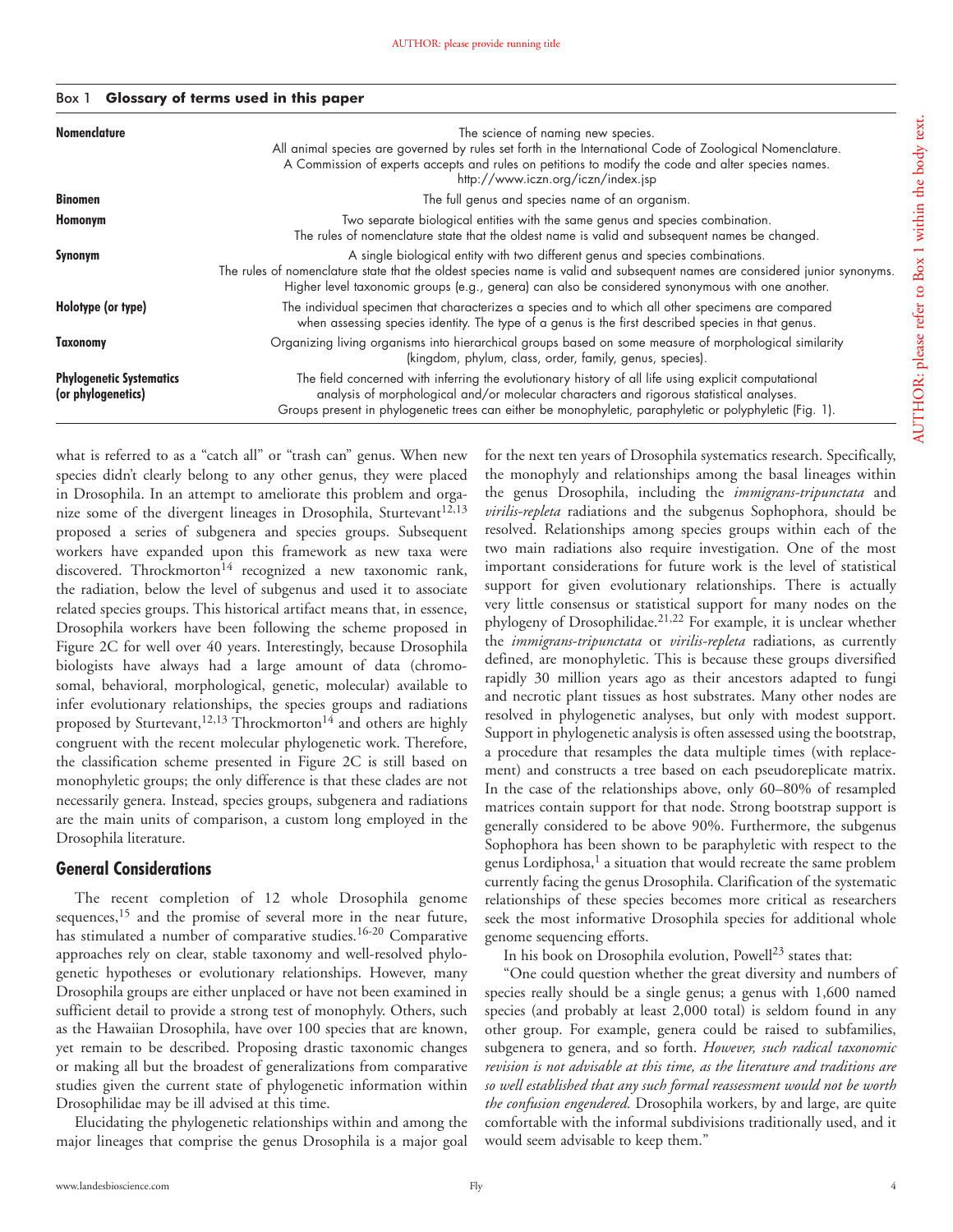Box 1 **Glossary of terms used in this paper**

| | |
|---|---|
| **Nomenclature** | The science of naming new species. All animal species are governed by rules set forth in the International Code of Zoological Nomenclature. A Commission of experts accepts and rules on petitions to modify the code and alter species names. http://www.iczn.org/iczn/index.jsp |
| **Binomen** | The full genus and species name of an organism. |
| **Homonym** | Two separate biological entities with the same genus and species combination. The rules of nomenclature state that the oldest name is valid and subsequent names be changed. |
| **Synonym** | A single biological entity with two different genus and species combinations. The rules of nomenclature state that the oldest species name is valid and subsequent names are considered junior synonyms. Higher level taxonomic groups (e.g., genera) can also be considered synonymous with one another. |
| **Holotype (or type)** | The individual specimen that characterizes a species and to which all other specimens are compared when assessing species identity. The type of a genus is the first described species in that genus. |
| **Taxonomy** | Organizing living organisms into hierarchical groups based on some measure of morphological similarity (kingdom, phylum, class, order, family, genus, species). |
| **Phylogenetic Systematics (or phylogenetics)** | The field concerned with inferring the evolutionary history of all life using explicit computational analysis of morphological and/or molecular characters and rigorous statistical analyses. Groups present in phylogenetic trees can either be monophyletic, paraphyletic or polyphyletic (Fig. 1). |

AUTHOR: please refer to Box 1 within the body text.

what is referred to as a "catch all" or "trash can" genus. When new species didn't clearly belong to any other genus, they were placed in Drosophila. In an attempt to ameliorate this problem and organize some of the divergent lineages in Drosophila, Sturtevant[12,13] proposed a series of subgenera and species groups. Subsequent workers have expanded upon this framework as new taxa were discovered. Throckmorton[14] recognized a new taxonomic rank, the radiation, below the level of subgenus and used it to associate related species groups. This historical artifact means that, in essence, Drosophila workers have been following the scheme proposed in Figure 2C for well over 40 years. Interestingly, because Drosophila biologists have always had a large amount of data (chromosomal, behavioral, morphological, genetic, molecular) available to infer evolutionary relationships, the species groups and radiations proposed by Sturtevant,[12,13] Throckmorton[14] and others are highly congruent with the recent molecular phylogenetic work. Therefore, the classification scheme presented in Figure 2C is still based on monophyletic groups; the only difference is that these clades are not necessarily genera. Instead, species groups, subgenera and radiations are the main units of comparison, a custom long employed in the Drosophila literature.

## General Considerations

The recent completion of 12 whole Drosophila genome sequences,[15] and the promise of several more in the near future, has stimulated a number of comparative studies.[16-20] Comparative approaches rely on clear, stable taxonomy and well-resolved phylogenetic hypotheses or evolutionary relationships. However, many Drosophila groups are either unplaced or have not been examined in sufficient detail to provide a strong test of monophyly. Others, such as the Hawaiian Drosophila, have over 100 species that are known, yet remain to be described. Proposing drastic taxonomic changes or making all but the broadest of generalizations from comparative studies given the current state of phylogenetic information within Drosophilidae may be ill advised at this time.

Elucidating the phylogenetic relationships within and among the major lineages that comprise the genus Drosophila is a major goal for the next ten years of Drosophila systematics research. Specifically, the monophyly and relationships among the basal lineages within the genus Drosophila, including the *immigrans-tripunctata* and *virilis-repleta* radiations and the subgenus Sophophora, should be resolved. Relationships among species groups within each of the two main radiations also require investigation. One of the most important considerations for future work is the level of statistical support for given evolutionary relationships. There is actually very little consensus or statistical support for many nodes on the phylogeny of Drosophilidae.[21,22] For example, it is unclear whether the *immigrans-tripunctata* or *virilis-repleta* radiations, as currently defined, are monophyletic. This is because these groups diversified rapidly 30 million years ago as their ancestors adapted to fungi and necrotic plant tissues as host substrates. Many other nodes are resolved in phylogenetic analyses, but only with modest support. Support in phylogenetic analysis is often assessed using the bootstrap, a procedure that resamples the data multiple times (with replacement) and constructs a tree based on each pseudoreplicate matrix. In the case of the relationships above, only 60–80% of resampled matrices contain support for that node. Strong bootstrap support is generally considered to be above 90%. Furthermore, the subgenus Sophophora has been shown to be paraphyletic with respect to the genus Lordiphosa,[1] a situation that would recreate the same problem currently facing the genus Drosophila. Clarification of the systematic relationships of these species becomes more critical as researchers seek the most informative Drosophila species for additional whole genome sequencing efforts.

In his book on Drosophila evolution, Powell[23] states that:

"One could question whether the great diversity and numbers of species really should be a single genus; a genus with 1,600 named species (and probably at least 2,000 total) is seldom found in any other group. For example, genera could be raised to subfamilies, subgenera to genera, and so forth. *However, such radical taxonomic revision is not advisable at this time, as the literature and traditions are so well established that any such formal reassessment would not be worth the confusion engendered.* Drosophila workers, by and large, are quite comfortable with the informal subdivisions traditionally used, and it would seem advisable to keep them."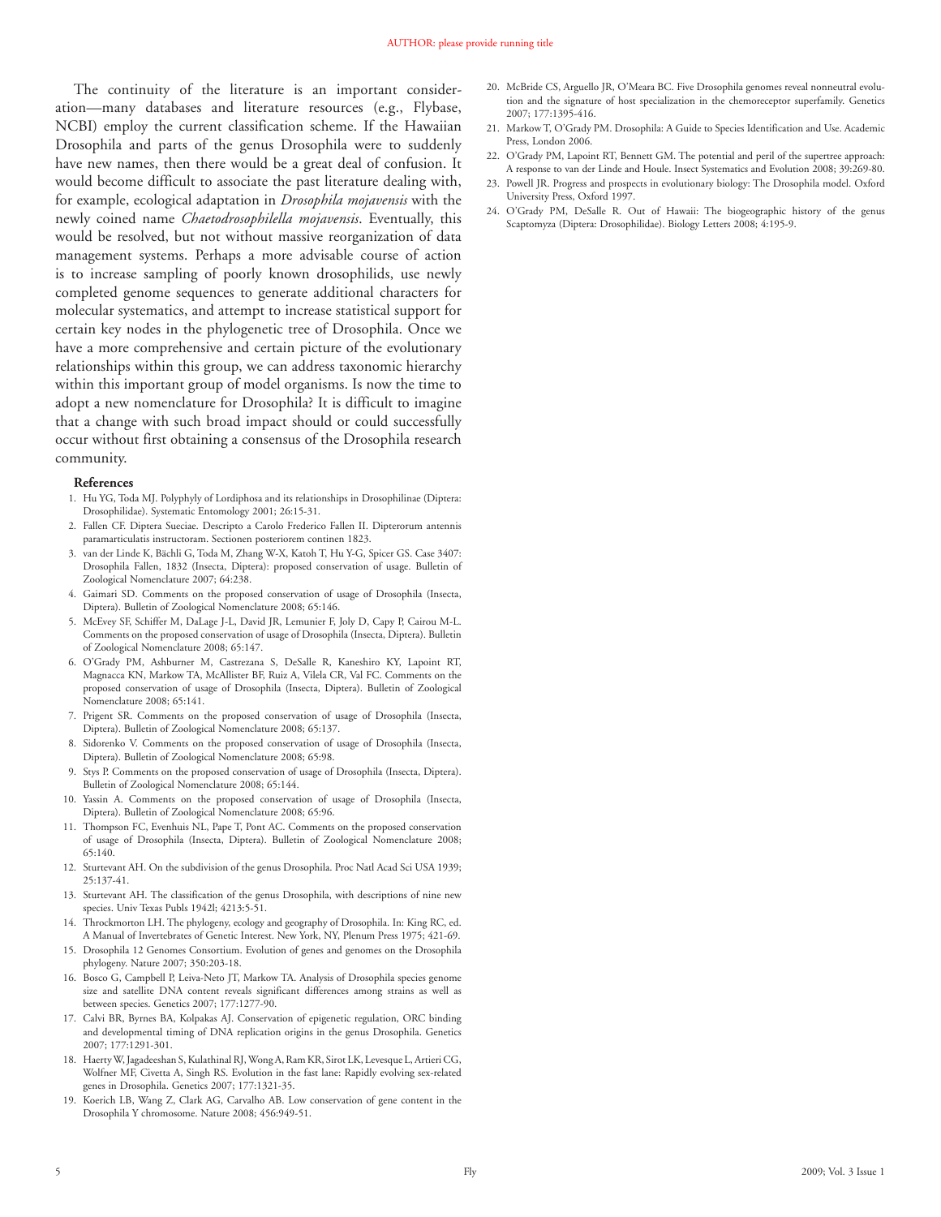The continuity of the literature is an important consideration—many databases and literature resources (e.g., Flybase, NCBI) employ the current classification scheme. If the Hawaiian Drosophila and parts of the genus Drosophila were to suddenly have new names, then there would be a great deal of confusion. It would become difficult to associate the past literature dealing with, for example, ecological adaptation in *Drosophila mojavensis* with the newly coined name *Chaetodrosophilella mojavensis*. Eventually, this would be resolved, but not without massive reorganization of data management systems. Perhaps a more advisable course of action is to increase sampling of poorly known drosophilids, use newly completed genome sequences to generate additional characters for molecular systematics, and attempt to increase statistical support for certain key nodes in the phylogenetic tree of Drosophila. Once we have a more comprehensive and certain picture of the evolutionary relationships within this group, we can address taxonomic hierarchy within this important group of model organisms. Is now the time to adopt a new nomenclature for Drosophila? It is difficult to imagine that a change with such broad impact should or could successfully occur without first obtaining a consensus of the Drosophila research community.

#### References

1. Hu YG, Toda MJ. Polyphyly of Lordiphosa and its relationships in Drosophilinae (Diptera: Drosophilidae). Systematic Entomology 2001; 26:15-31.
2. Fallen CF. Diptera Sueciae. Descripto a Carolo Frederico Fallen II. Dipterorum antennis paramarticulatis instructoram. Sectionen posteriorem continen 1823.
3. van der Linde K, Bächli G, Toda M, Zhang W-X, Katoh T, Hu Y-G, Spicer GS. Case 3407: Drosophila Fallen, 1832 (Insecta, Diptera): proposed conservation of usage. Bulletin of Zoological Nomenclature 2007; 64:238.
4. Gaimari SD. Comments on the proposed conservation of usage of Drosophila (Insecta, Diptera). Bulletin of Zoological Nomenclature 2008; 65:146.
5. McEvey SF, Schiffer M, DaLage J-L, David JR, Lemunier F, Joly D, Capy P, Cairou M-L. Comments on the proposed conservation of usage of Drosophila (Insecta, Diptera). Bulletin of Zoological Nomenclature 2008; 65:147.
6. O'Grady PM, Ashburner M, Castrezana S, DeSalle R, Kaneshiro KY, Lapoint RT, Magnacca KN, Markow TA, McAllister BF, Ruiz A, Vilela CR, Val FC. Comments on the proposed conservation of usage of Drosophila (Insecta, Diptera). Bulletin of Zoological Nomenclature 2008; 65:141.
7. Prigent SR. Comments on the proposed conservation of usage of Drosophila (Insecta, Diptera). Bulletin of Zoological Nomenclature 2008; 65:137.
8. Sidorenko V. Comments on the proposed conservation of usage of Drosophila (Insecta, Diptera). Bulletin of Zoological Nomenclature 2008; 65:98.
9. Stys P. Comments on the proposed conservation of usage of Drosophila (Insecta, Diptera). Bulletin of Zoological Nomenclature 2008; 65:144.
10. Yassin A. Comments on the proposed conservation of usage of Drosophila (Insecta, Diptera). Bulletin of Zoological Nomenclature 2008; 65:96.
11. Thompson FC, Evenhuis NL, Pape T, Pont AC. Comments on the proposed conservation of usage of Drosophila (Insecta, Diptera). Bulletin of Zoological Nomenclature 2008; 65:140.
12. Sturtevant AH. On the subdivision of the genus Drosophila. Proc Natl Acad Sci USA 1939; 25:137-41.
13. Sturtevant AH. The classification of the genus Drosophila, with descriptions of nine new species. Univ Texas Publs 1942l; 4213:5-51.
14. Throckmorton LH. The phylogeny, ecology and geography of Drosophila. In: King RC, ed. A Manual of Invertebrates of Genetic Interest. New York, NY, Plenum Press 1975; 421-69.
15. Drosophila 12 Genomes Consortium. Evolution of genes and genomes on the Drosophila phylogeny. Nature 2007; 350:203-18.
16. Bosco G, Campbell P, Leiva-Neto JT, Markow TA. Analysis of Drosophila species genome size and satellite DNA content reveals significant differences among strains as well as between species. Genetics 2007; 177:1277-90.
17. Calvi BR, Byrnes BA, Kolpakas AJ. Conservation of epigenetic regulation, ORC binding and developmental timing of DNA replication origins in the genus Drosophila. Genetics 2007; 177:1291-301.
18. Haerty W, Jagadeeshan S, Kulathinal RJ, Wong A, Ram KR, Sirot LK, Levesque L, Artieri CG, Wolfner MF, Civetta A, Singh RS. Evolution in the fast lane: Rapidly evolving sex-related genes in Drosophila. Genetics 2007; 177:1321-35.
19. Koerich LB, Wang Z, Clark AG, Carvalho AB. Low conservation of gene content in the Drosophila Y chromosome. Nature 2008; 456:949-51.
20. McBride CS, Arguello JR, O'Meara BC. Five Drosophila genomes reveal nonneutral evolution and the signature of host specialization in the chemoreceptor superfamily. Genetics 2007; 177:1395-416.
21. Markow T, O'Grady PM. Drosophila: A Guide to Species Identification and Use. Academic Press, London 2006.
22. O'Grady PM, Lapoint RT, Bennett GM. The potential and peril of the supertree approach: A response to van der Linde and Houle. Insect Systematics and Evolution 2008; 39:269-80.
23. Powell JR. Progress and prospects in evolutionary biology: The Drosophila model. Oxford University Press, Oxford 1997.
24. O'Grady PM, DeSalle R. Out of Hawaii: The biogeographic history of the genus Scaptomyza (Diptera: Drosophilidae). Biology Letters 2008; 4:195-9.